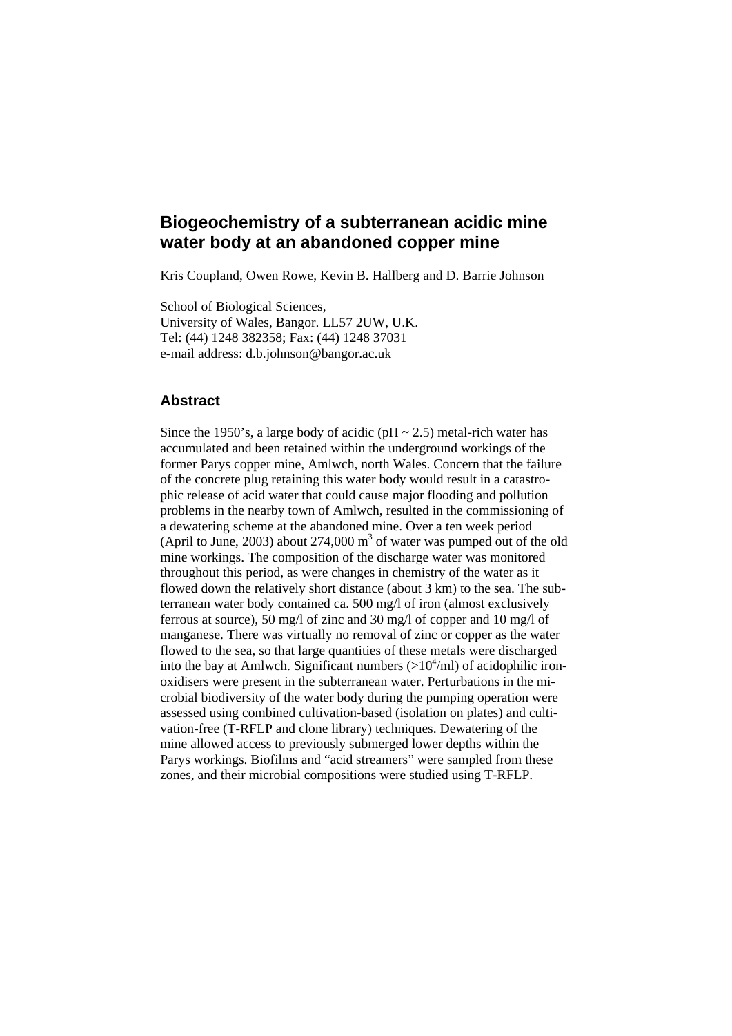# Biogeochemistry of a subterranean acidic mine water body at an abandoned copper mine

Kris Coupland, Owen Rowe, Kevin B. Hallberg and D. Barrie Johnson

School of Biological Sciences,
University of Wales, Bangor. LL57 2UW, U.K.
Tel: (44) 1248 382358; Fax: (44) 1248 37031
e-mail address: d.b.johnson@bangor.ac.uk

## Abstract

Since the 1950's, a large body of acidic (pH ~ 2.5) metal-rich water has accumulated and been retained within the underground workings of the former Parys copper mine, Amlwch, north Wales. Concern that the failure of the concrete plug retaining this water body would result in a catastrophic release of acid water that could cause major flooding and pollution problems in the nearby town of Amlwch, resulted in the commissioning of a dewatering scheme at the abandoned mine. Over a ten week period (April to June, 2003) about 274,000 $m^3$ of water was pumped out of the old mine workings. The composition of the discharge water was monitored throughout this period, as were changes in chemistry of the water as it flowed down the relatively short distance (about 3 km) to the sea. The subterranean water body contained ca. 500 mg/l of iron (almost exclusively ferrous at source), 50 mg/l of zinc and 30 mg/l of copper and 10 mg/l of manganese. There was virtually no removal of zinc or copper as the water flowed to the sea, so that large quantities of these metals were discharged into the bay at Amlwch. Significant numbers ($>10^4$/ml) of acidophilic iron-oxidisers were present in the subterranean water. Perturbations in the microbial biodiversity of the water body during the pumping operation were assessed using combined cultivation-based (isolation on plates) and cultivation-free (T-RFLP and clone library) techniques. Dewatering of the mine allowed access to previously submerged lower depths within the Parys workings. Biofilms and "acid streamers" were sampled from these zones, and their microbial compositions were studied using T-RFLP.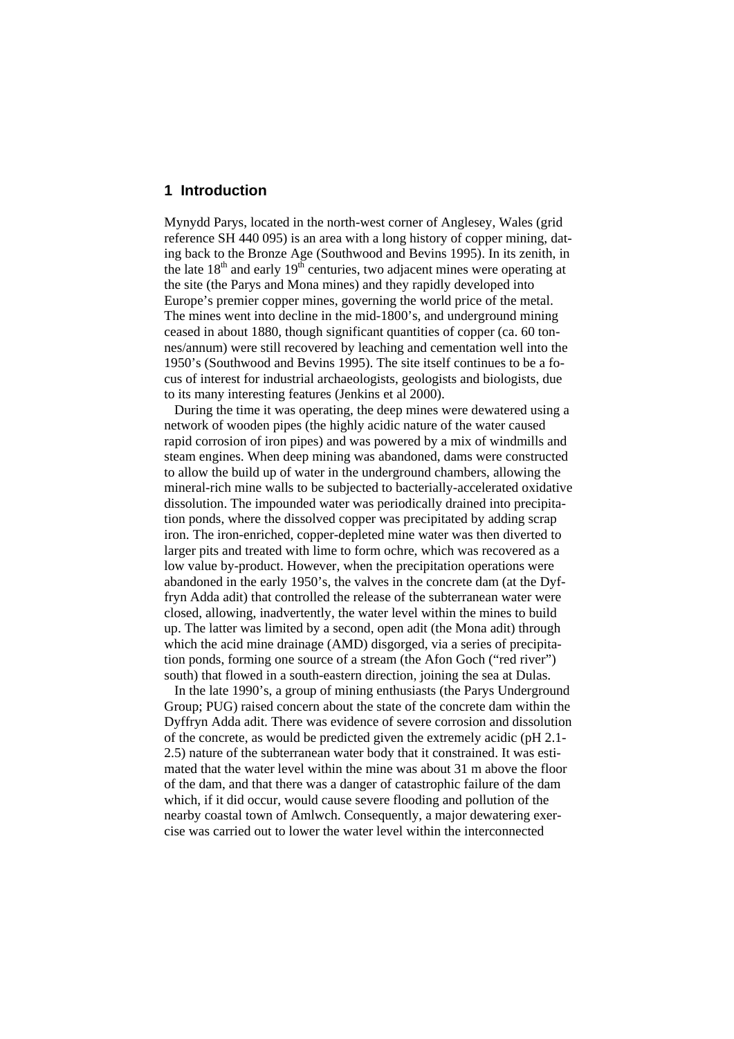## 1 Introduction

Mynydd Parys, located in the north-west corner of Anglesey, Wales (grid reference SH 440 095) is an area with a long history of copper mining, dating back to the Bronze Age (Southwood and Bevins 1995). In its zenith, in the late 18th and early 19th centuries, two adjacent mines were operating at the site (the Parys and Mona mines) and they rapidly developed into Europe's premier copper mines, governing the world price of the metal. The mines went into decline in the mid-1800's, and underground mining ceased in about 1880, though significant quantities of copper (ca. 60 tonnes/annum) were still recovered by leaching and cementation well into the 1950's (Southwood and Bevins 1995). The site itself continues to be a focus of interest for industrial archaeologists, geologists and biologists, due to its many interesting features (Jenkins et al 2000).

During the time it was operating, the deep mines were dewatered using a network of wooden pipes (the highly acidic nature of the water caused rapid corrosion of iron pipes) and was powered by a mix of windmills and steam engines. When deep mining was abandoned, dams were constructed to allow the build up of water in the underground chambers, allowing the mineral-rich mine walls to be subjected to bacterially-accelerated oxidative dissolution. The impounded water was periodically drained into precipitation ponds, where the dissolved copper was precipitated by adding scrap iron. The iron-enriched, copper-depleted mine water was then diverted to larger pits and treated with lime to form ochre, which was recovered as a low value by-product. However, when the precipitation operations were abandoned in the early 1950's, the valves in the concrete dam (at the Dyffryn Adda adit) that controlled the release of the subterranean water were closed, allowing, inadvertently, the water level within the mines to build up. The latter was limited by a second, open adit (the Mona adit) through which the acid mine drainage (AMD) disgorged, via a series of precipitation ponds, forming one source of a stream (the Afon Goch ("red river") south) that flowed in a south-eastern direction, joining the sea at Dulas.

In the late 1990's, a group of mining enthusiasts (the Parys Underground Group; PUG) raised concern about the state of the concrete dam within the Dyffryn Adda adit. There was evidence of severe corrosion and dissolution of the concrete, as would be predicted given the extremely acidic (pH 2.1-2.5) nature of the subterranean water body that it constrained. It was estimated that the water level within the mine was about 31 m above the floor of the dam, and that there was a danger of catastrophic failure of the dam which, if it did occur, would cause severe flooding and pollution of the nearby coastal town of Amlwch. Consequently, a major dewatering exercise was carried out to lower the water level within the interconnected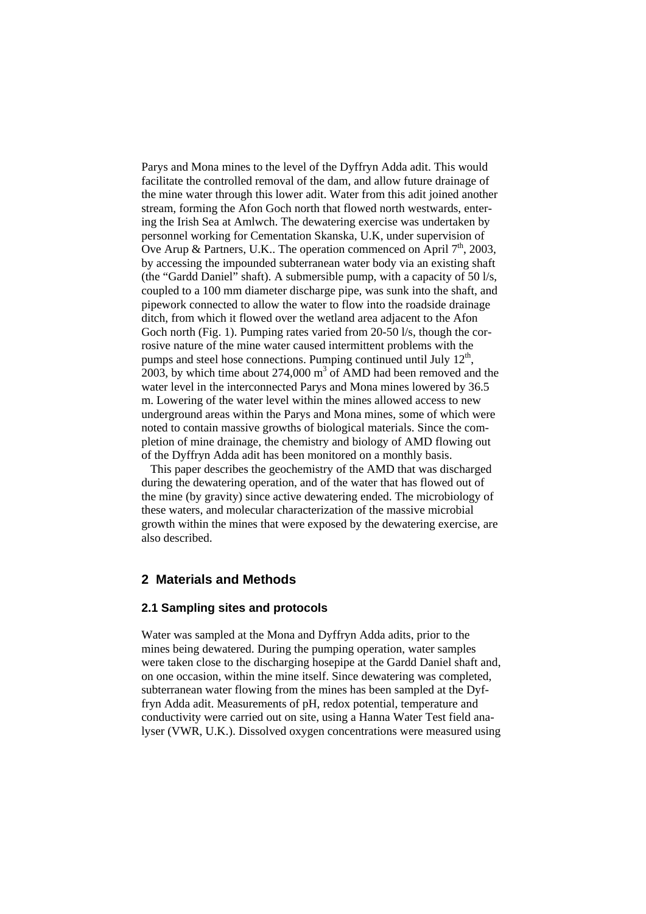Parys and Mona mines to the level of the Dyffryn Adda adit. This would facilitate the controlled removal of the dam, and allow future drainage of the mine water through this lower adit. Water from this adit joined another stream, forming the Afon Goch north that flowed north westwards, entering the Irish Sea at Amlwch. The dewatering exercise was undertaken by personnel working for Cementation Skanska, U.K, under supervision of Ove Arup & Partners, U.K.. The operation commenced on April 7th, 2003, by accessing the impounded subterranean water body via an existing shaft (the "Gardd Daniel" shaft). A submersible pump, with a capacity of 50 l/s, coupled to a 100 mm diameter discharge pipe, was sunk into the shaft, and pipework connected to allow the water to flow into the roadside drainage ditch, from which it flowed over the wetland area adjacent to the Afon Goch north (Fig. 1). Pumping rates varied from 20-50 l/s, though the corrosive nature of the mine water caused intermittent problems with the pumps and steel hose connections. Pumping continued until July 12th, 2003, by which time about 274,000 $m^3$ of AMD had been removed and the water level in the interconnected Parys and Mona mines lowered by 36.5 m. Lowering of the water level within the mines allowed access to new underground areas within the Parys and Mona mines, some of which were noted to contain massive growths of biological materials. Since the completion of mine drainage, the chemistry and biology of AMD flowing out of the Dyffryn Adda adit has been monitored on a monthly basis.

This paper describes the geochemistry of the AMD that was discharged during the dewatering operation, and of the water that has flowed out of the mine (by gravity) since active dewatering ended. The microbiology of these waters, and molecular characterization of the massive microbial growth within the mines that were exposed by the dewatering exercise, are also described.

## 2 Materials and Methods

### 2.1 Sampling sites and protocols

Water was sampled at the Mona and Dyffryn Adda adits, prior to the mines being dewatered. During the pumping operation, water samples were taken close to the discharging hosepipe at the Gardd Daniel shaft and, on one occasion, within the mine itself. Since dewatering was completed, subterranean water flowing from the mines has been sampled at the Dyffryn Adda adit. Measurements of pH, redox potential, temperature and conductivity were carried out on site, using a Hanna Water Test field analyser (VWR, U.K.). Dissolved oxygen concentrations were measured using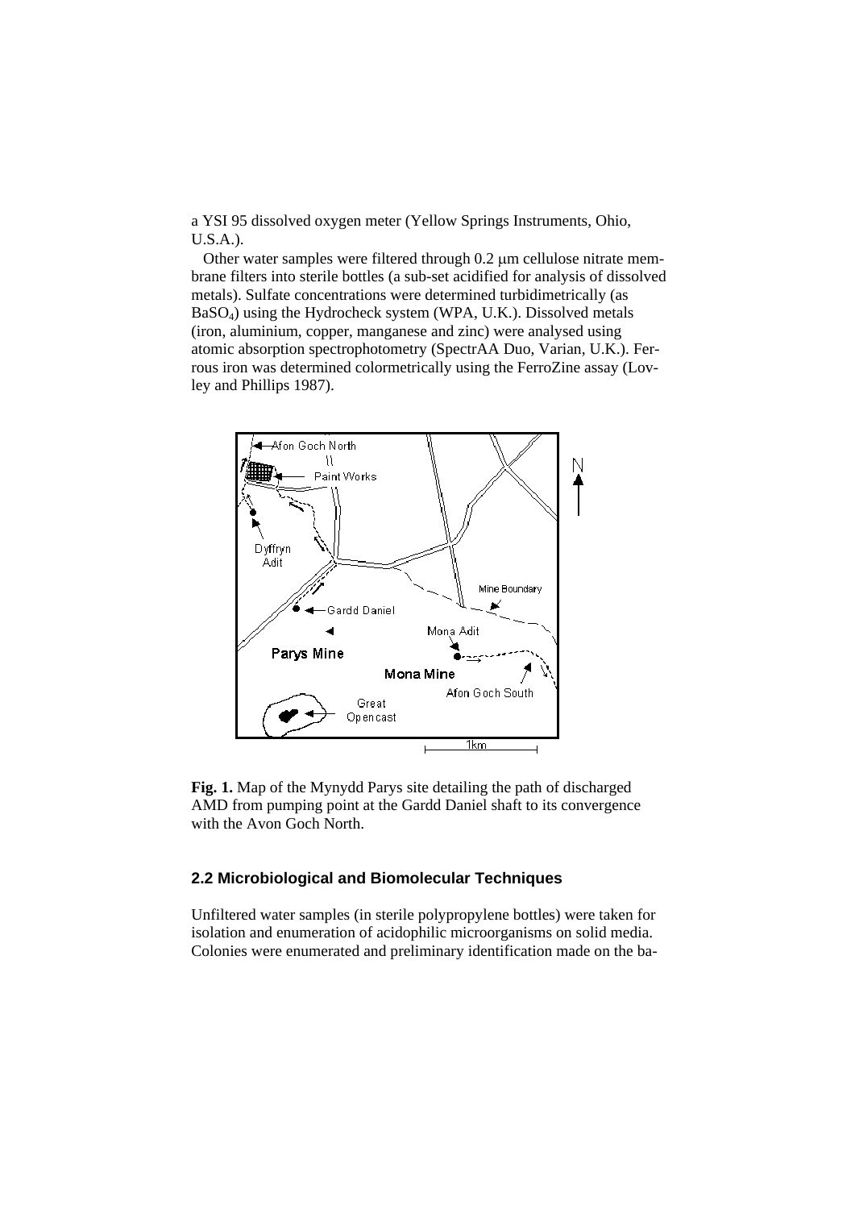a YSI 95 dissolved oxygen meter (Yellow Springs Instruments, Ohio, U.S.A.).

Other water samples were filtered through 0.2 μm cellulose nitrate membrane filters into sterile bottles (a sub-set acidified for analysis of dissolved metals). Sulfate concentrations were determined turbidimetrically (as $BaSO_4$) using the Hydrocheck system (WPA, U.K.). Dissolved metals (iron, aluminium, copper, manganese and zinc) were analysed using atomic absorption spectrophotometry (SpectrAA Duo, Varian, U.K.). Ferrous iron was determined colormetrically using the FerroZine assay (Lovley and Phillips 1987).

**Fig. 1.** Map of the Mynydd Parys site detailing the path of discharged AMD from pumping point at the Gardd Daniel shaft to its convergence with the Avon Goch North.

## 2.2 Microbiological and Biomolecular Techniques

Unfiltered water samples (in sterile polypropylene bottles) were taken for isolation and enumeration of acidophilic microorganisms on solid media. Colonies were enumerated and preliminary identification made on the ba-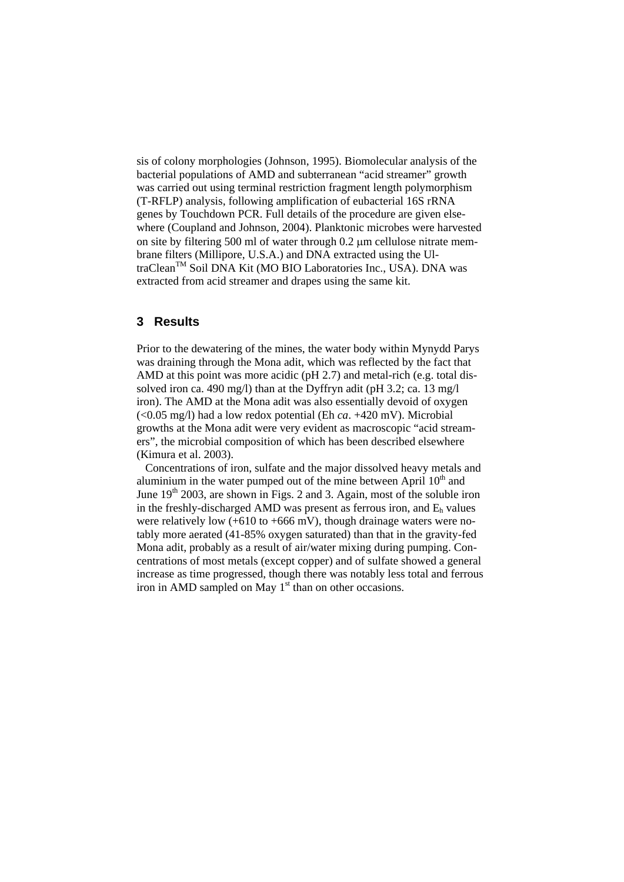sis of colony morphologies (Johnson, 1995). Biomolecular analysis of the bacterial populations of AMD and subterranean "acid streamer" growth was carried out using terminal restriction fragment length polymorphism (T-RFLP) analysis, following amplification of eubacterial 16S rRNA genes by Touchdown PCR. Full details of the procedure are given elsewhere (Coupland and Johnson, 2004). Planktonic microbes were harvested on site by filtering 500 ml of water through 0.2 μm cellulose nitrate membrane filters (Millipore, U.S.A.) and DNA extracted using the UltraClean™ Soil DNA Kit (MO BIO Laboratories Inc., USA). DNA was extracted from acid streamer and drapes using the same kit.

## 3 Results

Prior to the dewatering of the mines, the water body within Mynydd Parys was draining through the Mona adit, which was reflected by the fact that AMD at this point was more acidic (pH 2.7) and metal-rich (e.g. total dissolved iron ca. 490 mg/l) than at the Dyffryn adit (pH 3.2; ca. 13 mg/l iron). The AMD at the Mona adit was also essentially devoid of oxygen (<0.05 mg/l) had a low redox potential (Eh *ca*. +420 mV). Microbial growths at the Mona adit were very evident as macroscopic "acid streamers", the microbial composition of which has been described elsewhere (Kimura et al. 2003).

Concentrations of iron, sulfate and the major dissolved heavy metals and aluminium in the water pumped out of the mine between April 10th and June 19th 2003, are shown in Figs. 2 and 3. Again, most of the soluble iron in the freshly-discharged AMD was present as ferrous iron, and $E_h$ values were relatively low (+610 to +666 mV), though drainage waters were notably more aerated (41-85% oxygen saturated) than that in the gravity-fed Mona adit, probably as a result of air/water mixing during pumping. Concentrations of most metals (except copper) and of sulfate showed a general increase as time progressed, though there was notably less total and ferrous iron in AMD sampled on May 1st than on other occasions.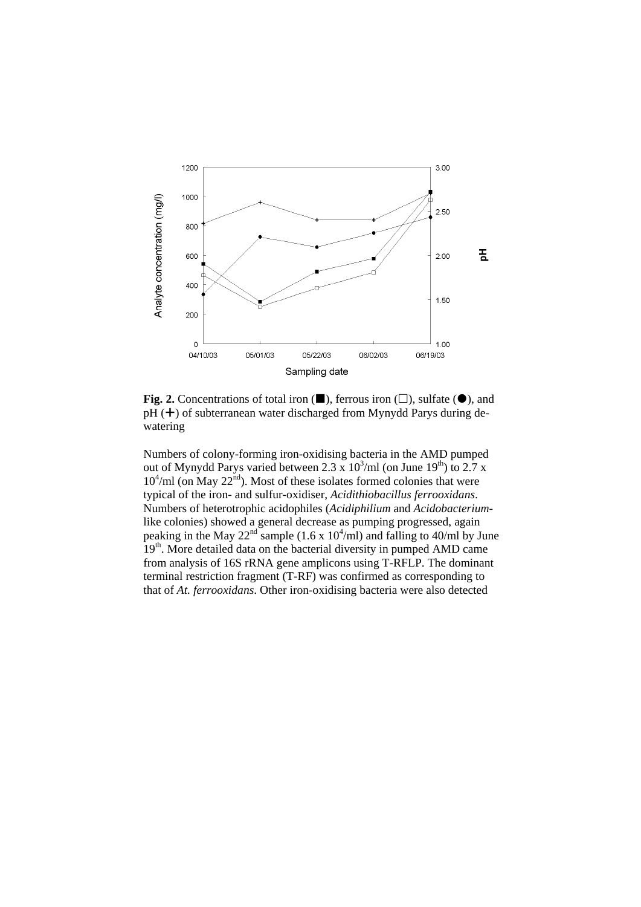**Fig. 2.** Concentrations of total iron (■), ferrous iron (□), sulfate (●), and pH (+) of subterranean water discharged from Mynydd Parys during de-watering

Numbers of colony-forming iron-oxidising bacteria in the AMD pumped out of Mynydd Parys varied between 2.3 x $10^3$/ml (on June 19th) to 2.7 x $10^4$/ml (on May 22nd). Most of these isolates formed colonies that were typical of the iron- and sulfur-oxidiser, *Acidithiobacillus ferrooxidans*. Numbers of heterotrophic acidophiles (*Acidiphilium* and *Acidobacterium*-like colonies) showed a general decrease as pumping progressed, again peaking in the May 22nd sample (1.6 x $10^4$/ml) and falling to 40/ml by June 19th. More detailed data on the bacterial diversity in pumped AMD came from analysis of 16S rRNA gene amplicons using T-RFLP. The dominant terminal restriction fragment (T-RF) was confirmed as corresponding to that of *At. ferrooxidans*. Other iron-oxidising bacteria were also detected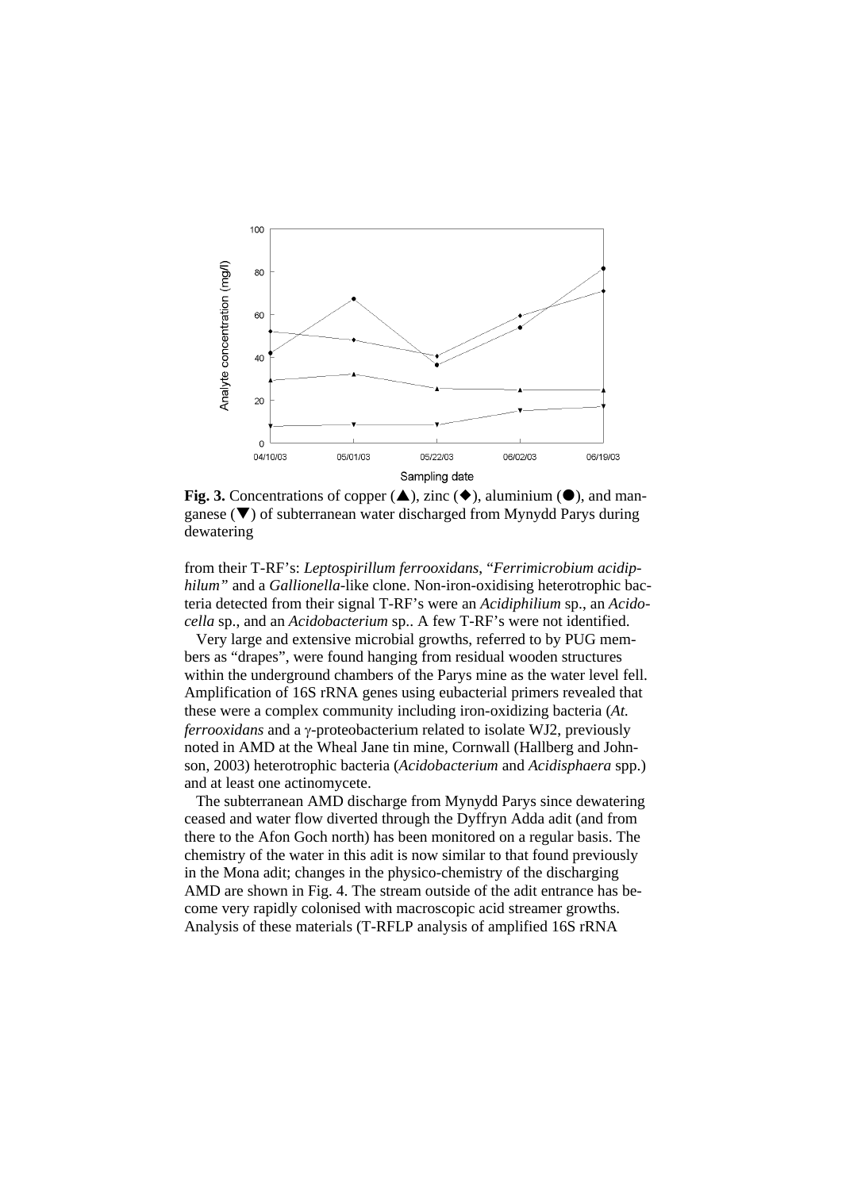**Fig. 3.** Concentrations of copper (▲), zinc (◆), aluminium (●), and manganese (▼) of subterranean water discharged from Mynydd Parys during dewatering

from their T-RF's: *Leptospirillum ferrooxidans*, "*Ferrimicrobium acidiphilum"* and a *Gallionella*-like clone. Non-iron-oxidising heterotrophic bacteria detected from their signal T-RF's were an *Acidiphilium* sp., an *Acidocella* sp., and an *Acidobacterium* sp.. A few T-RF's were not identified.

Very large and extensive microbial growths, referred to by PUG members as "drapes", were found hanging from residual wooden structures within the underground chambers of the Parys mine as the water level fell. Amplification of 16S rRNA genes using eubacterial primers revealed that these were a complex community including iron-oxidizing bacteria (*At. ferrooxidans* and a γ-proteobacterium related to isolate WJ2, previously noted in AMD at the Wheal Jane tin mine, Cornwall (Hallberg and Johnson, 2003) heterotrophic bacteria (*Acidobacterium* and *Acidisphaera* spp.) and at least one actinomycete.

The subterranean AMD discharge from Mynydd Parys since dewatering ceased and water flow diverted through the Dyffryn Adda adit (and from there to the Afon Goch north) has been monitored on a regular basis. The chemistry of the water in this adit is now similar to that found previously in the Mona adit; changes in the physico-chemistry of the discharging AMD are shown in Fig. 4. The stream outside of the adit entrance has become very rapidly colonised with macroscopic acid streamer growths. Analysis of these materials (T-RFLP analysis of amplified 16S rRNA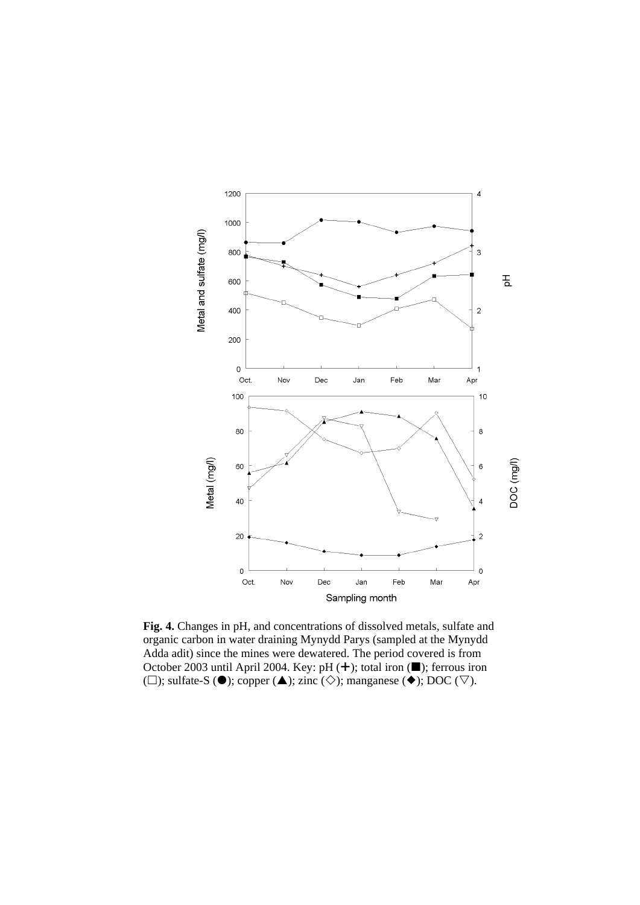**Fig. 4.** Changes in pH, and concentrations of dissolved metals, sulfate and organic carbon in water draining Mynydd Parys (sampled at the Mynydd Adda adit) since the mines were dewatered. The period covered is from October 2003 until April 2004. Key: pH (+); total iron (■); ferrous iron (□); sulfate-S (●); copper (▲); zinc (◇); manganese (◆); DOC (▽).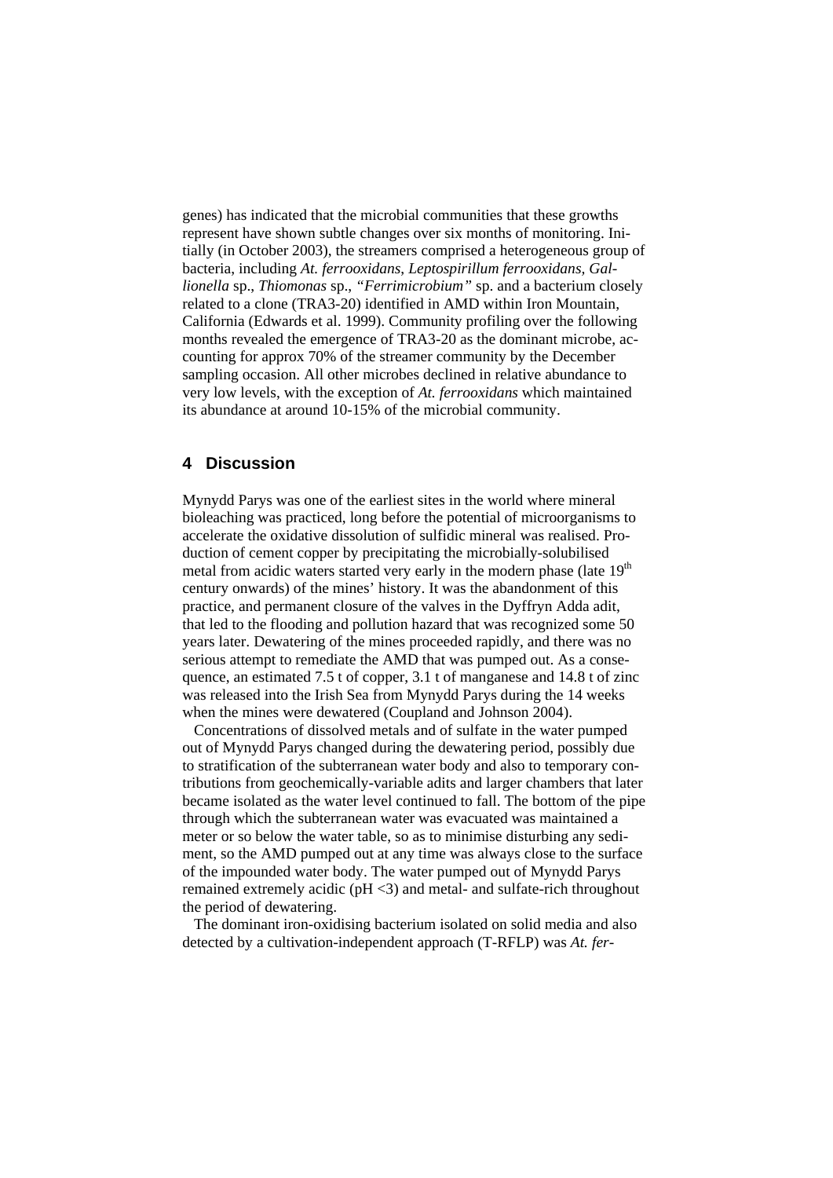genes) has indicated that the microbial communities that these growths represent have shown subtle changes over six months of monitoring. Initially (in October 2003), the streamers comprised a heterogeneous group of bacteria, including *At. ferrooxidans*, *Leptospirillum ferrooxidans*, *Gallionella* sp., *Thiomonas* sp., *"Ferrimicrobium"* sp. and a bacterium closely related to a clone (TRA3-20) identified in AMD within Iron Mountain, California (Edwards et al. 1999). Community profiling over the following months revealed the emergence of TRA3-20 as the dominant microbe, accounting for approx 70% of the streamer community by the December sampling occasion. All other microbes declined in relative abundance to very low levels, with the exception of *At. ferrooxidans* which maintained its abundance at around 10-15% of the microbial community.

## 4 Discussion

Mynydd Parys was one of the earliest sites in the world where mineral bioleaching was practiced, long before the potential of microorganisms to accelerate the oxidative dissolution of sulfidic mineral was realised. Production of cement copper by precipitating the microbially-solubilised metal from acidic waters started very early in the modern phase (late 19th century onwards) of the mines' history. It was the abandonment of this practice, and permanent closure of the valves in the Dyffryn Adda adit, that led to the flooding and pollution hazard that was recognized some 50 years later. Dewatering of the mines proceeded rapidly, and there was no serious attempt to remediate the AMD that was pumped out. As a consequence, an estimated 7.5 t of copper, 3.1 t of manganese and 14.8 t of zinc was released into the Irish Sea from Mynydd Parys during the 14 weeks when the mines were dewatered (Coupland and Johnson 2004).

Concentrations of dissolved metals and of sulfate in the water pumped out of Mynydd Parys changed during the dewatering period, possibly due to stratification of the subterranean water body and also to temporary contributions from geochemically-variable adits and larger chambers that later became isolated as the water level continued to fall. The bottom of the pipe through which the subterranean water was evacuated was maintained a meter or so below the water table, so as to minimise disturbing any sediment, so the AMD pumped out at any time was always close to the surface of the impounded water body. The water pumped out of Mynydd Parys remained extremely acidic (pH <3) and metal- and sulfate-rich throughout the period of dewatering.

The dominant iron-oxidising bacterium isolated on solid media and also detected by a cultivation-independent approach (T-RFLP) was *At. fer-*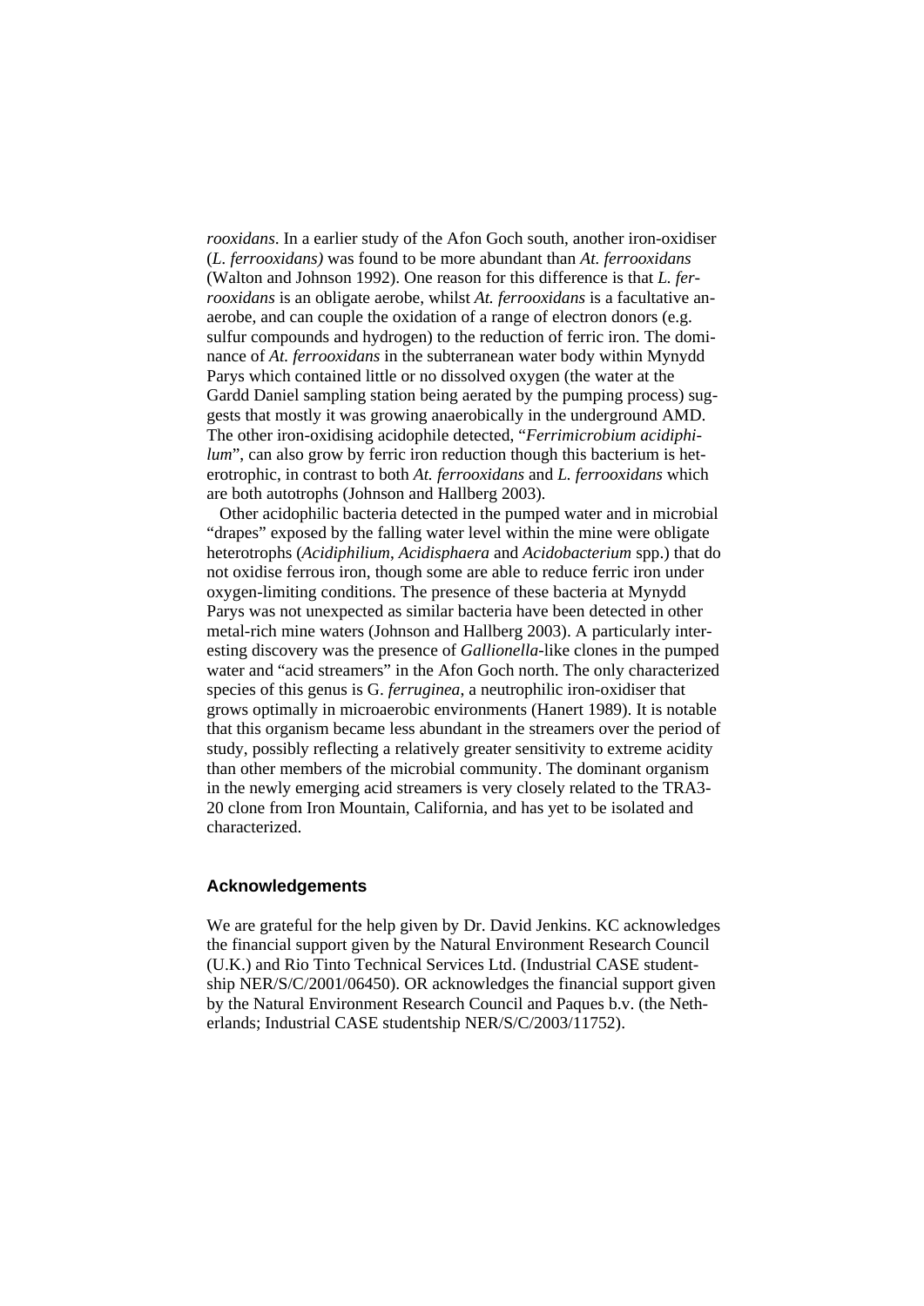*rooxidans*. In a earlier study of the Afon Goch south, another iron-oxidiser (*L. ferrooxidans)* was found to be more abundant than *At. ferrooxidans* (Walton and Johnson 1992). One reason for this difference is that *L. ferrooxidans* is an obligate aerobe, whilst *At. ferrooxidans* is a facultative anaerobe, and can couple the oxidation of a range of electron donors (e.g. sulfur compounds and hydrogen) to the reduction of ferric iron. The dominance of *At. ferrooxidans* in the subterranean water body within Mynydd Parys which contained little or no dissolved oxygen (the water at the Gardd Daniel sampling station being aerated by the pumping process) suggests that mostly it was growing anaerobically in the underground AMD. The other iron-oxidising acidophile detected, "*Ferrimicrobium acidiphilum*", can also grow by ferric iron reduction though this bacterium is heterotrophic, in contrast to both *At. ferrooxidans* and *L. ferrooxidans* which are both autotrophs (Johnson and Hallberg 2003).

Other acidophilic bacteria detected in the pumped water and in microbial "drapes" exposed by the falling water level within the mine were obligate heterotrophs (*Acidiphilium*, *Acidisphaera* and *Acidobacterium* spp.) that do not oxidise ferrous iron, though some are able to reduce ferric iron under oxygen-limiting conditions. The presence of these bacteria at Mynydd Parys was not unexpected as similar bacteria have been detected in other metal-rich mine waters (Johnson and Hallberg 2003). A particularly interesting discovery was the presence of *Gallionella*-like clones in the pumped water and "acid streamers" in the Afon Goch north. The only characterized species of this genus is G. *ferruginea*, a neutrophilic iron-oxidiser that grows optimally in microaerobic environments (Hanert 1989). It is notable that this organism became less abundant in the streamers over the period of study, possibly reflecting a relatively greater sensitivity to extreme acidity than other members of the microbial community. The dominant organism in the newly emerging acid streamers is very closely related to the TRA3-20 clone from Iron Mountain, California, and has yet to be isolated and characterized.

## Acknowledgements

We are grateful for the help given by Dr. David Jenkins. KC acknowledges the financial support given by the Natural Environment Research Council (U.K.) and Rio Tinto Technical Services Ltd. (Industrial CASE studentship NER/S/C/2001/06450). OR acknowledges the financial support given by the Natural Environment Research Council and Paques b.v. (the Netherlands; Industrial CASE studentship NER/S/C/2003/11752).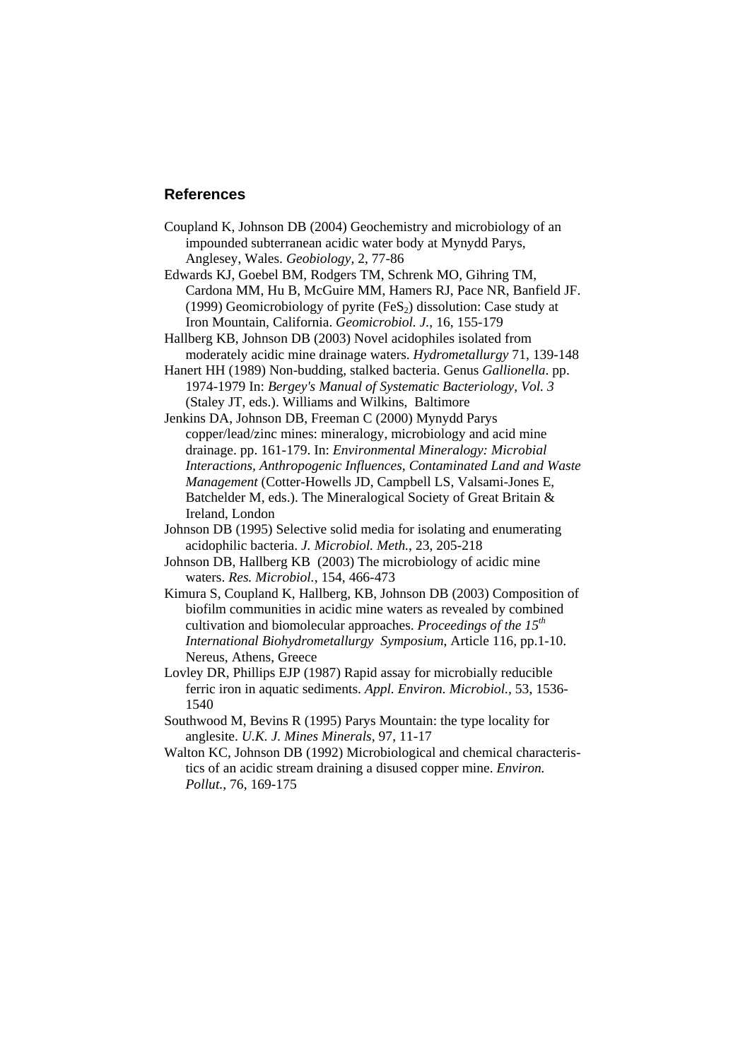## References

Coupland K, Johnson DB (2004) Geochemistry and microbiology of an impounded subterranean acidic water body at Mynydd Parys, Anglesey, Wales. *Geobiology*, 2, 77-86

Edwards KJ, Goebel BM, Rodgers TM, Schrenk MO, Gihring TM, Cardona MM, Hu B, McGuire MM, Hamers RJ, Pace NR, Banfield JF. (1999) Geomicrobiology of pyrite ($FeS_2$) dissolution: Case study at Iron Mountain, California. *Geomicrobiol. J.*, 16, 155-179

Hallberg KB, Johnson DB (2003) Novel acidophiles isolated from moderately acidic mine drainage waters. *Hydrometallurgy* 71, 139-148

Hanert HH (1989) Non-budding, stalked bacteria. Genus *Gallionella*. pp. 1974-1979 In: *Bergey's Manual of Systematic Bacteriology, Vol. 3* (Staley JT, eds.). Williams and Wilkins, Baltimore

Jenkins DA, Johnson DB, Freeman C (2000) Mynydd Parys copper/lead/zinc mines: mineralogy, microbiology and acid mine drainage. pp. 161-179. In: *Environmental Mineralogy: Microbial Interactions, Anthropogenic Influences, Contaminated Land and Waste Management* (Cotter-Howells JD, Campbell LS, Valsami-Jones E, Batchelder M, eds.). The Mineralogical Society of Great Britain & Ireland, London

Johnson DB (1995) Selective solid media for isolating and enumerating acidophilic bacteria. *J. Microbiol. Meth.*, 23, 205-218

Johnson DB, Hallberg KB (2003) The microbiology of acidic mine waters. *Res. Microbiol.*, 154, 466-473

Kimura S, Coupland K, Hallberg, KB, Johnson DB (2003) Composition of biofilm communities in acidic mine waters as revealed by combined cultivation and biomolecular approaches. *Proceedings of the 15th International Biohydrometallurgy Symposium*, Article 116, pp.1-10. Nereus, Athens, Greece

Lovley DR, Phillips EJP (1987) Rapid assay for microbially reducible ferric iron in aquatic sediments. *Appl. Environ. Microbiol.*, 53, 1536-1540

Southwood M, Bevins R (1995) Parys Mountain: the type locality for anglesite. *U.K. J. Mines Minerals*, 97, 11-17

Walton KC, Johnson DB (1992) Microbiological and chemical characteristics of an acidic stream draining a disused copper mine. *Environ. Pollut.*, 76, 169-175